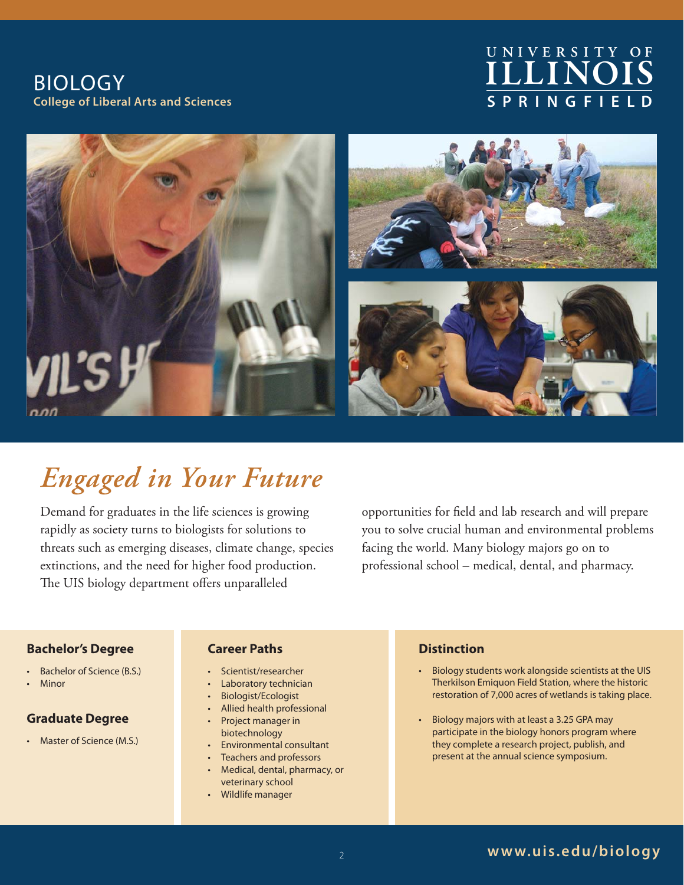# BIOLOGY

**College of Liberal Arts and Sciences**

UNIVERSITY OF ILLINOIS SPRINGFIELD

## *Engaged in Your Future*

Demand for graduates in the life sciences is growing rapidly as society turns to biologists for solutions to threats such as emerging diseases, climate change, species extinctions, and the need for higher food production. The UIS biology department offers unparalleled opportunities for field and lab research and will prepare you to solve crucial human and environmental problems facing the world. Many biology majors go on to professional school – medical, dental, and pharmacy.

### Bachelor's Degree

- Bachelor of Science (B.S.)
- Minor

### Graduate Degree

- Master of Science (M.S.)

### Career Paths

- Scientist/researcher
- Laboratory technician
- Biologist/Ecologist
- Allied health professional
- Project manager in biotechnology
- Environmental consultant
- Teachers and professors
- Medical, dental, pharmacy, or veterinary school
- Wildlife manager

### Distinction

- Biology students work alongside scientists at the UIS Therkilson Emiquon Field Station, where the historic restoration of 7,000 acres of wetlands is taking place.
- Biology majors with at least a 3.25 GPA may participate in the biology honors program where they complete a research project, publish, and present at the annual science symposium.

**www.uis.edu/biology**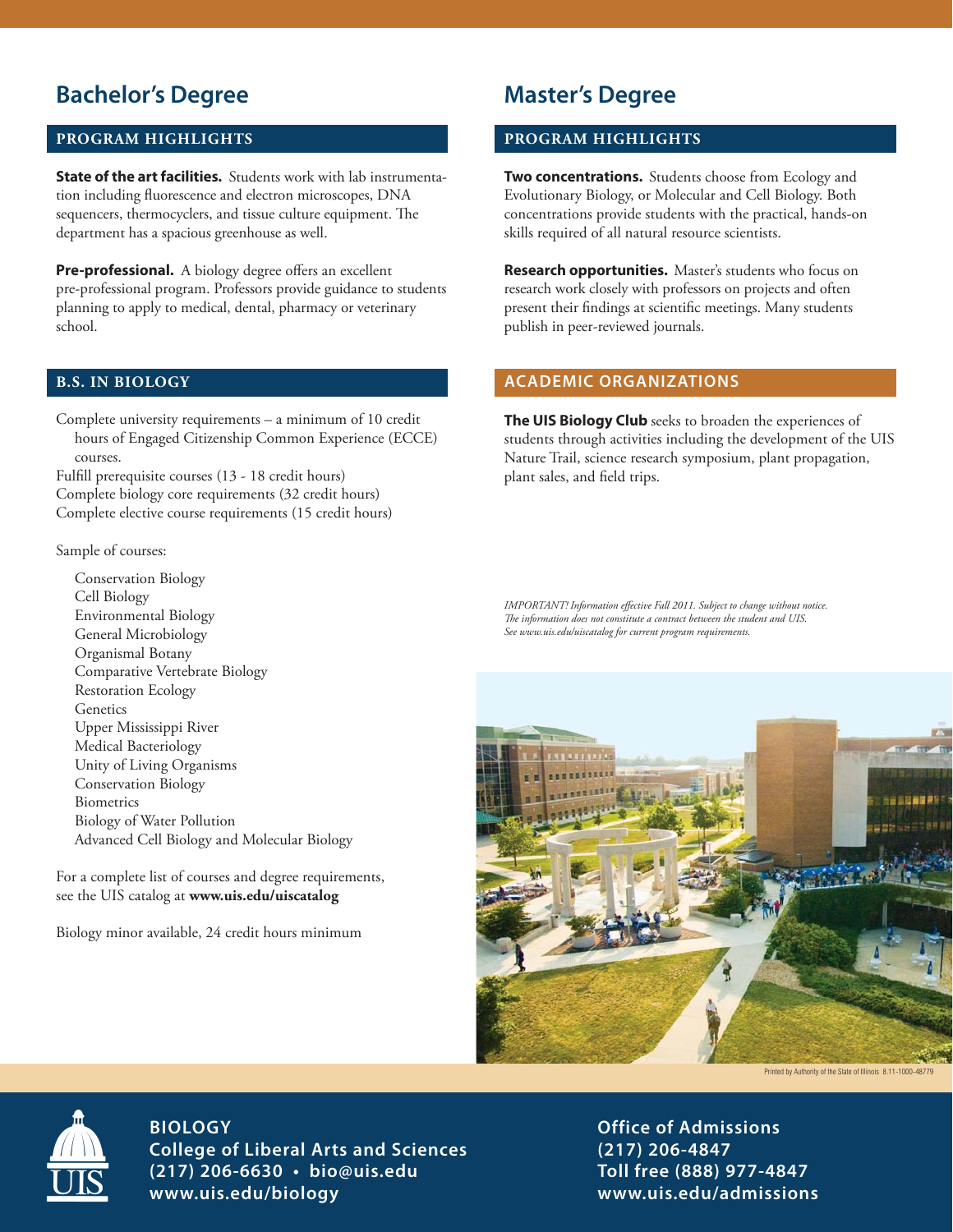## Bachelor's Degree

### PROGRAM HIGHLIGHTS

**State of the art facilities.** Students work with lab instrumentation including fluorescence and electron microscopes, DNA sequencers, thermocyclers, and tissue culture equipment. The department has a spacious greenhouse as well.

**Pre-professional.** A biology degree offers an excellent pre-professional program. Professors provide guidance to students planning to apply to medical, dental, pharmacy or veterinary school.

### B.S. IN BIOLOGY

Complete university requirements – a minimum of 10 credit hours of Engaged Citizenship Common Experience (ECCE) courses.
Fulfill prerequisite courses (13 - 18 credit hours)
Complete biology core requirements (32 credit hours)
Complete elective course requirements (15 credit hours)

Sample of courses:

- Conservation Biology
- Cell Biology
- Environmental Biology
- General Microbiology
- Organismal Botany
- Comparative Vertebrate Biology
- Restoration Ecology
- Genetics
- Upper Mississippi River
- Medical Bacteriology
- Unity of Living Organisms
- Conservation Biology
- Biometrics
- Biology of Water Pollution
- Advanced Cell Biology and Molecular Biology

For a complete list of courses and degree requirements, see the UIS catalog at **www.uis.edu/uiscatalog**

Biology minor available, 24 credit hours minimum

## Master's Degree

### PROGRAM HIGHLIGHTS

**Two concentrations.** Students choose from Ecology and Evolutionary Biology, or Molecular and Cell Biology. Both concentrations provide students with the practical, hands-on skills required of all natural resource scientists.

**Research opportunities.** Master's students who focus on research work closely with professors on projects and often present their findings at scientific meetings. Many students publish in peer-reviewed journals.

### ACADEMIC ORGANIZATIONS

**The UIS Biology Club** seeks to broaden the experiences of students through activities including the development of the UIS Nature Trail, science research symposium, plant propagation, plant sales, and field trips.

*IMPORTANT! Information effective Fall 2011. Subject to change without notice. The information does not constitute a contract between the student and UIS. See www.uis.edu/uiscatalog for current program requirements.*

Printed by Authority of the State of Illinois 8.11–1000–48779

**BIOLOGY**
**College of Liberal Arts and Sciences**
**(217) 206-6630 • bio@uis.edu**
**www.uis.edu/biology**

**Office of Admissions**
**(217) 206-4847**
**Toll free (888) 977-4847**
**www.uis.edu/admissions**